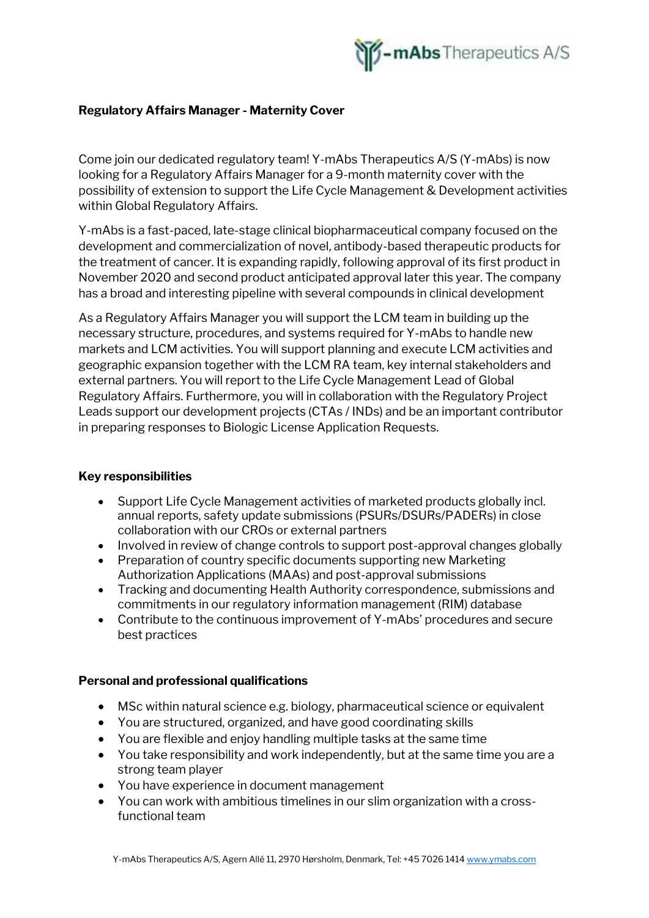## Regulatory Affairs Manager - Maternity Cover

Come join our dedicated regulatory team! Y-mAbs Therapeutics A/S (Y-mAbs) is now looking for a Regulatory Affairs Manager for a 9-month maternity cover with the possibility of extension to support the Life Cycle Management & Development activities within Global Regulatory Affairs.

Y-mAbs is a fast-paced, late-stage clinical biopharmaceutical company focused on the development and commercialization of novel, antibody-based therapeutic products for the treatment of cancer. It is expanding rapidly, following approval of its first product in November 2020 and second product anticipated approval later this year. The company has a broad and interesting pipeline with several compounds in clinical development

As a Regulatory Affairs Manager you will support the LCM team in building up the necessary structure, procedures, and systems required for Y-mAbs to handle new markets and LCM activities. You will support planning and execute LCM activities and geographic expansion together with the LCM RA team, key internal stakeholders and external partners. You will report to the Life Cycle Management Lead of Global Regulatory Affairs. Furthermore, you will in collaboration with the Regulatory Project Leads support our development projects (CTAs / INDs) and be an important contributor in preparing responses to Biologic License Application Requests.

### Key responsibilities

- Support Life Cycle Management activities of marketed products globally incl. annual reports, safety update submissions (PSURs/DSURs/PADERs) in close collaboration with our CROs or external partners
- Involved in review of change controls to support post-approval changes globally
- Preparation of country specific documents supporting new Marketing Authorization Applications (MAAs) and post-approval submissions
- Tracking and documenting Health Authority correspondence, submissions and commitments in our regulatory information management (RIM) database
- Contribute to the continuous improvement of Y-mAbs' procedures and secure best practices

### Personal and professional qualifications

- MSc within natural science e.g. biology, pharmaceutical science or equivalent
- You are structured, organized, and have good coordinating skills
- You are flexible and enjoy handling multiple tasks at the same time
- You take responsibility and work independently, but at the same time you are a strong team player
- You have experience in document management
- You can work with ambitious timelines in our slim organization with a cross-functional team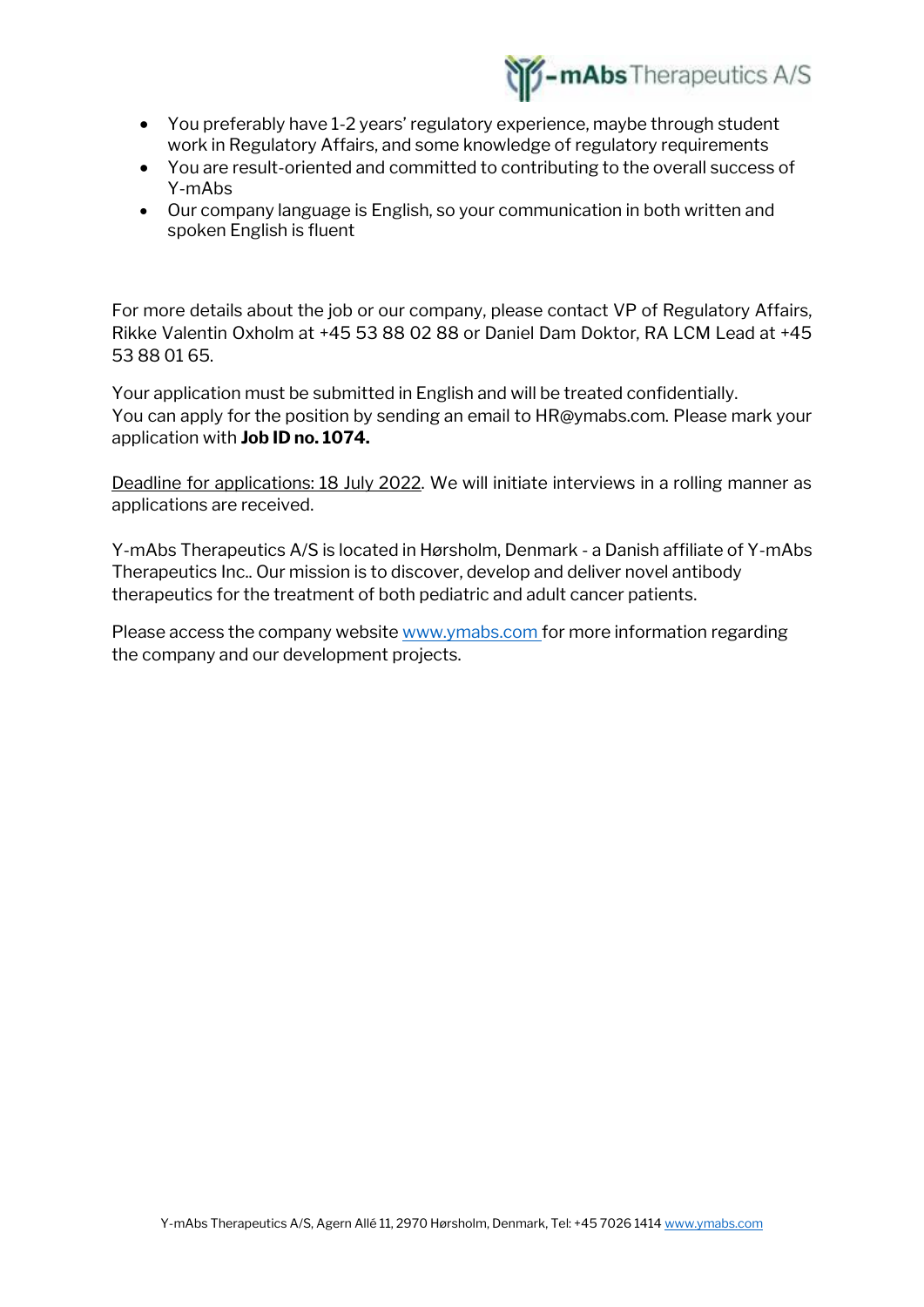- You preferably have 1-2 years' regulatory experience, maybe through student work in Regulatory Affairs, and some knowledge of regulatory requirements
- You are result-oriented and committed to contributing to the overall success of Y-mAbs
- Our company language is English, so your communication in both written and spoken English is fluent

For more details about the job or our company, please contact VP of Regulatory Affairs, Rikke Valentin Oxholm at +45 53 88 02 88 or Daniel Dam Doktor, RA LCM Lead at +45 53 88 01 65.

Your application must be submitted in English and will be treated confidentially.
You can apply for the position by sending an email to HR@ymabs.com. Please mark your application with **Job ID no. 1074.**

Deadline for applications: 18 July 2022. We will initiate interviews in a rolling manner as applications are received.

Y-mAbs Therapeutics A/S is located in Hørsholm, Denmark - a Danish affiliate of Y-mAbs Therapeutics Inc.. Our mission is to discover, develop and deliver novel antibody therapeutics for the treatment of both pediatric and adult cancer patients.

Please access the company website www.ymabs.com for more information regarding the company and our development projects.